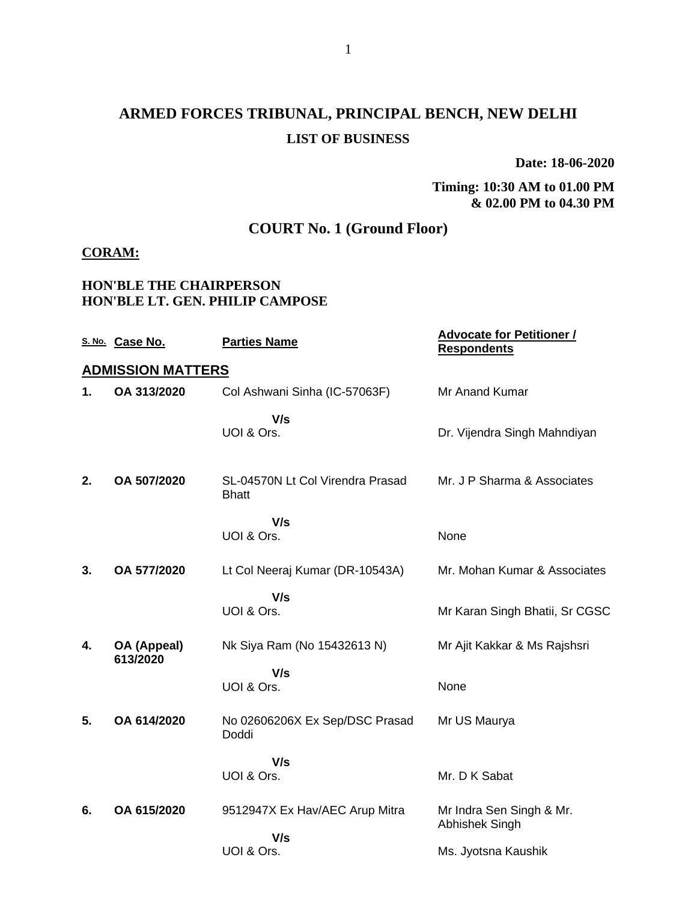# ARMED FORCES TRIBUNAL, PRINCIPAL BENCH, NEW DELHI

## LIST OF BUSINESS

**Date: 18-06-2020**

**Timing: 10:30 AM to 01.00 PM & 02.00 PM to 04.30 PM**

## COURT No. 1 (Ground Floor)

**CORAM:**

**HON'BLE THE CHAIRPERSON**
**HON'BLE LT. GEN. PHILIP CAMPOSE**

| S. No. | Case No. | Parties Name | Advocate for Petitioner / Respondents |
|---|---|---|---|
| **ADMISSION MATTERS** | | | |
| **1.** | **OA 313/2020** | Col Ashwani Sinha (IC-57063F) | Mr Anand Kumar |
| | | **V/s** UOI & Ors. | Dr. Vijendra Singh Mahndiyan |
| **2.** | **OA 507/2020** | SL-04570N Lt Col Virendra Prasad Bhatt | Mr. J P Sharma & Associates |
| | | **V/s** UOI & Ors. | None |
| **3.** | **OA 577/2020** | Lt Col Neeraj Kumar (DR-10543A) | Mr. Mohan Kumar & Associates |
| | | **V/s** UOI & Ors. | Mr Karan Singh Bhatii, Sr CGSC |
| **4.** | **OA (Appeal) 613/2020** | Nk Siya Ram (No 15432613 N) | Mr Ajit Kakkar & Ms Rajshsri |
| | | **V/s** UOI & Ors. | None |
| **5.** | **OA 614/2020** | No 02606206X Ex Sep/DSC Prasad Doddi | Mr US Maurya |
| | | **V/s** UOI & Ors. | Mr. D K Sabat |
| **6.** | **OA 615/2020** | 9512947X Ex Hav/AEC Arup Mitra | Mr Indra Sen Singh & Mr. Abhishek Singh |
| | | **V/s** UOI & Ors. | Ms. Jyotsna Kaushik |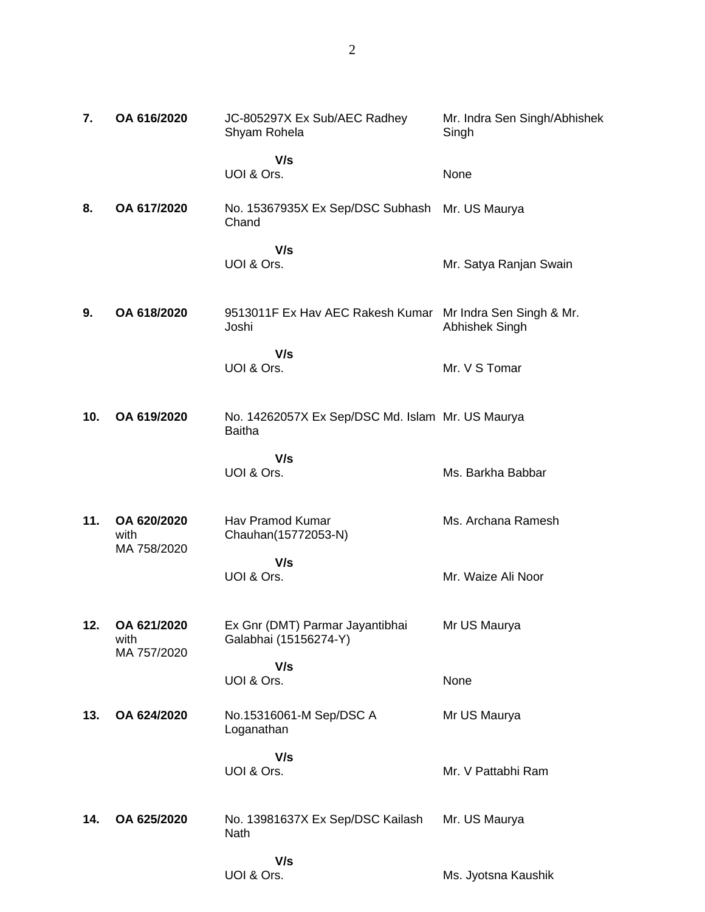| | | | |
|---|---|---|---|
| **7.** | **OA 616/2020** | JC-805297X Ex Sub/AEC Radhey Shyam Rohela | Mr. Indra Sen Singh/Abhishek Singh |
| | | **V/s** | |
| | | UOI & Ors. | None |
| **8.** | **OA 617/2020** | No. 15367935X Ex Sep/DSC Subhash Chand | Mr. US Maurya |
| | | **V/s** | |
| | | UOI & Ors. | Mr. Satya Ranjan Swain |
| **9.** | **OA 618/2020** | 9513011F Ex Hav AEC Rakesh Kumar Joshi | Mr Indra Sen Singh & Mr. Abhishek Singh |
| | | **V/s** | |
| | | UOI & Ors. | Mr. V S Tomar |
| **10.** | **OA 619/2020** | No. 14262057X Ex Sep/DSC Md. Islam Baitha | Mr. US Maurya |
| | | **V/s** | |
| | | UOI & Ors. | Ms. Barkha Babbar |
| **11.** | **OA 620/2020** with MA 758/2020 | Hav Pramod Kumar Chauhan(15772053-N) | Ms. Archana Ramesh |
| | | **V/s** | |
| | | UOI & Ors. | Mr. Waize Ali Noor |
| **12.** | **OA 621/2020** with MA 757/2020 | Ex Gnr (DMT) Parmar Jayantibhai Galabhai (15156274-Y) | Mr US Maurya |
| | | **V/s** | |
| | | UOI & Ors. | None |
| **13.** | **OA 624/2020** | No.15316061-M Sep/DSC A Loganathan | Mr US Maurya |
| | | **V/s** | |
| | | UOI & Ors. | Mr. V Pattabhi Ram |
| **14.** | **OA 625/2020** | No. 13981637X Ex Sep/DSC Kailash Nath | Mr. US Maurya |
| | | **V/s** | |
| | | UOI & Ors. | Ms. Jyotsna Kaushik |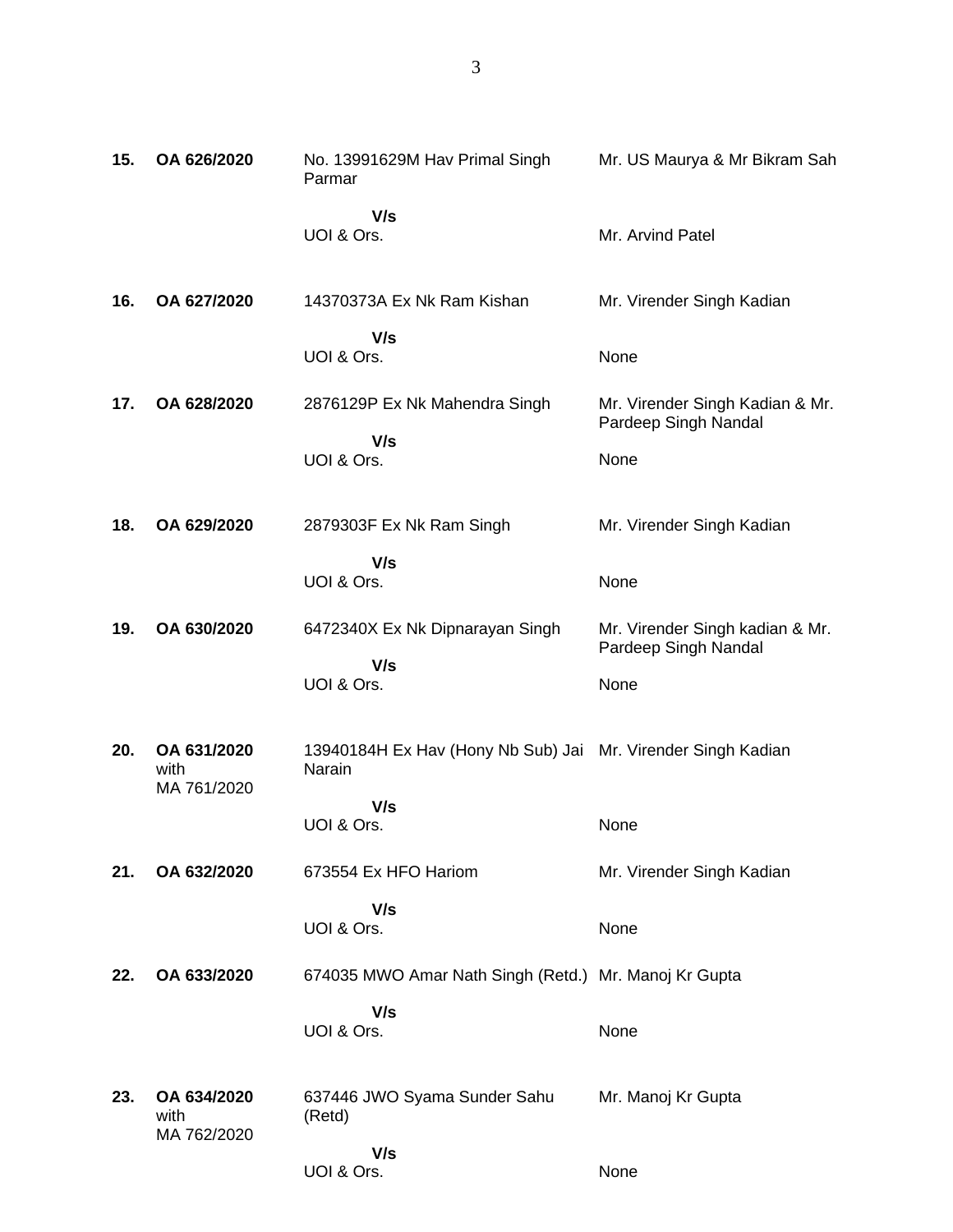| | | | |
|---|---|---|---|
| **15.** | **OA 626/2020** | No. 13991629M Hav Primal Singh Parmar | Mr. US Maurya & Mr Bikram Sah |
| | | **V/s** | |
| | | UOI & Ors. | Mr. Arvind Patel |
| **16.** | **OA 627/2020** | 14370373A Ex Nk Ram Kishan | Mr. Virender Singh Kadian |
| | | **V/s** | |
| | | UOI & Ors. | None |
| **17.** | **OA 628/2020** | 2876129P Ex Nk Mahendra Singh | Mr. Virender Singh Kadian & Mr. Pardeep Singh Nandal |
| | | **V/s** | |
| | | UOI & Ors. | None |
| **18.** | **OA 629/2020** | 2879303F Ex Nk Ram Singh | Mr. Virender Singh Kadian |
| | | **V/s** | |
| | | UOI & Ors. | None |
| **19.** | **OA 630/2020** | 6472340X Ex Nk Dipnarayan Singh | Mr. Virender Singh kadian & Mr. Pardeep Singh Nandal |
| | | **V/s** | |
| | | UOI & Ors. | None |
| **20.** | **OA 631/2020** with MA 761/2020 | 13940184H Ex Hav (Hony Nb Sub) Jai Narain | Mr. Virender Singh Kadian |
| | | **V/s** | |
| | | UOI & Ors. | None |
| **21.** | **OA 632/2020** | 673554 Ex HFO Hariom | Mr. Virender Singh Kadian |
| | | **V/s** | |
| | | UOI & Ors. | None |
| **22.** | **OA 633/2020** | 674035 MWO Amar Nath Singh (Retd.) | Mr. Manoj Kr Gupta |
| | | **V/s** | |
| | | UOI & Ors. | None |
| **23.** | **OA 634/2020** with MA 762/2020 | 637446 JWO Syama Sunder Sahu (Retd) | Mr. Manoj Kr Gupta |
| | | **V/s** | |
| | | UOI & Ors. | None |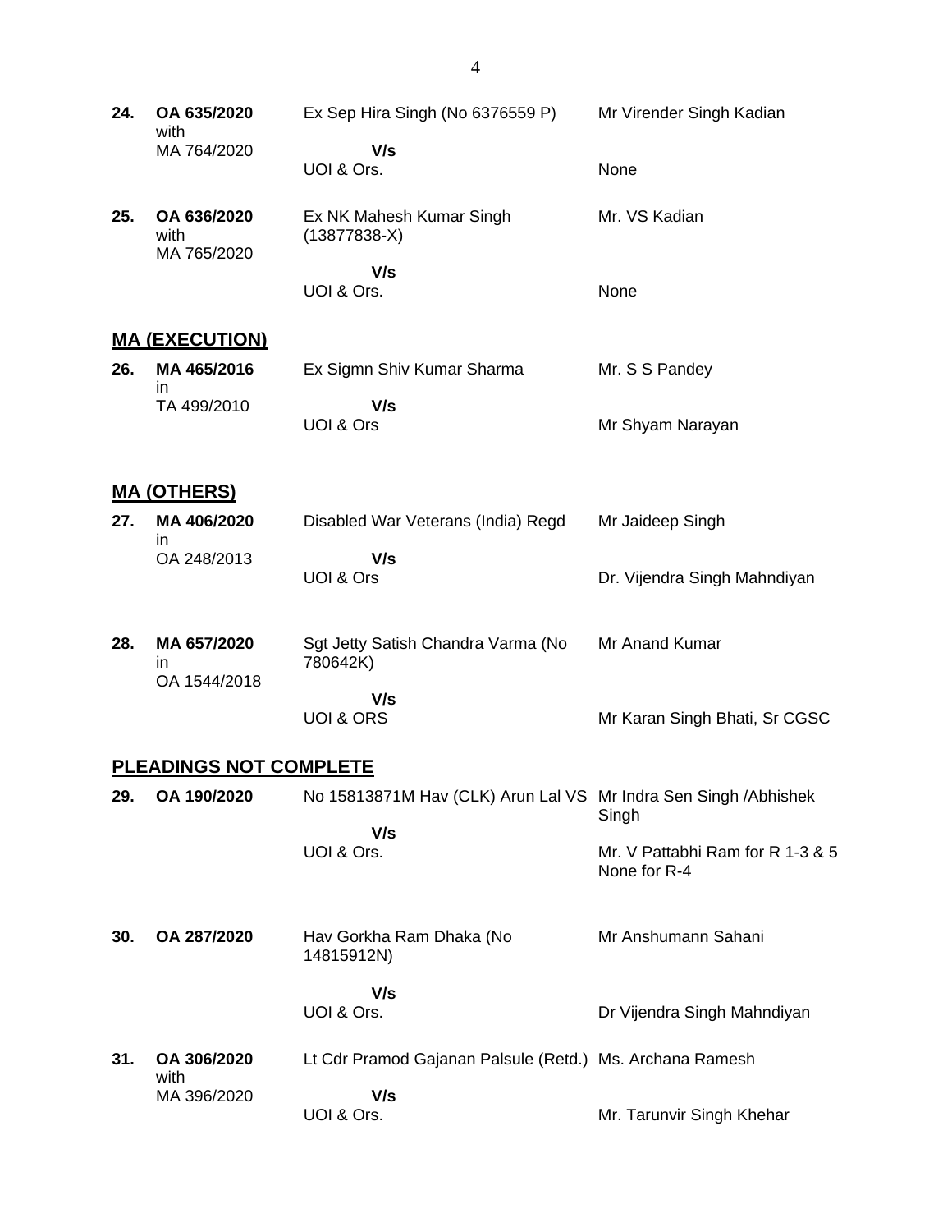| | | | |
|---|---|---|---|
| **24.** | **OA 635/2020** with MA 764/2020 | Ex Sep Hira Singh (No 6376559 P)<br>**V/s**<br>UOI & Ors. | Mr Virender Singh Kadian<br><br>None |
| **25.** | **OA 636/2020** with MA 765/2020 | Ex NK Mahesh Kumar Singh (13877838-X)<br>**V/s**<br>UOI & Ors. | Mr. VS Kadian<br><br>None |

## MA (EXECUTION)

| | | | |
|---|---|---|---|
| **26.** | **MA 465/2016** in TA 499/2010 | Ex Sigmn Shiv Kumar Sharma<br>**V/s**<br>UOI & Ors | Mr. S S Pandey<br><br>Mr Shyam Narayan |

## MA (OTHERS)

| | | | |
|---|---|---|---|
| **27.** | **MA 406/2020** in OA 248/2013 | Disabled War Veterans (India) Regd<br>**V/s**<br>UOI & Ors | Mr Jaideep Singh<br><br>Dr. Vijendra Singh Mahndiyan |
| **28.** | **MA 657/2020** in OA 1544/2018 | Sgt Jetty Satish Chandra Varma (No 780642K)<br>**V/s**<br>UOI & ORS | Mr Anand Kumar<br><br>Mr Karan Singh Bhati, Sr CGSC |

## PLEADINGS NOT COMPLETE

| | | | |
|---|---|---|---|
| **29.** | **OA 190/2020** | No 15813871M Hav (CLK) Arun Lal VS<br>**V/s**<br>UOI & Ors. | Mr Indra Sen Singh /Abhishek Singh<br><br>Mr. V Pattabhi Ram for R 1-3 & 5 None for R-4 |
| **30.** | **OA 287/2020** | Hav Gorkha Ram Dhaka (No 14815912N)<br>**V/s**<br>UOI & Ors. | Mr Anshumann Sahani<br><br>Dr Vijendra Singh Mahndiyan |
| **31.** | **OA 306/2020** with MA 396/2020 | Lt Cdr Pramod Gajanan Palsule (Retd.)<br>**V/s**<br>UOI & Ors. | Ms. Archana Ramesh<br><br>Mr. Tarunvir Singh Khehar |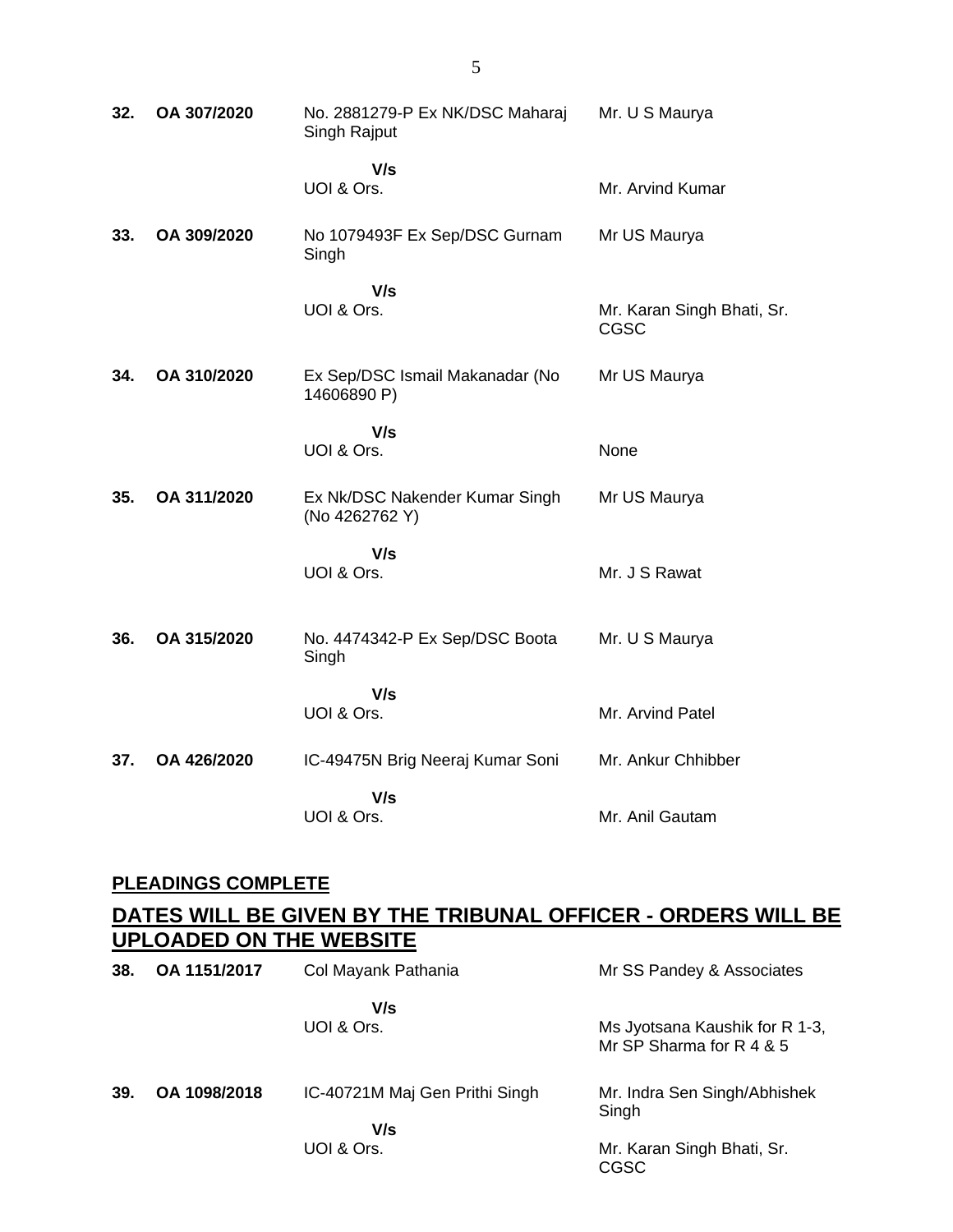| | | | |
|---|---|---|---|
| **32.** | **OA 307/2020** | No. 2881279-P Ex NK/DSC Maharaj Singh Rajput | Mr. U S Maurya |
| | | **V/s** | |
| | | UOI & Ors. | Mr. Arvind Kumar |
| **33.** | **OA 309/2020** | No 1079493F Ex Sep/DSC Gurnam Singh | Mr US Maurya |
| | | **V/s** | |
| | | UOI & Ors. | Mr. Karan Singh Bhati, Sr. CGSC |
| **34.** | **OA 310/2020** | Ex Sep/DSC Ismail Makanadar (No 14606890 P) | Mr US Maurya |
| | | **V/s** | |
| | | UOI & Ors. | None |
| **35.** | **OA 311/2020** | Ex Nk/DSC Nakender Kumar Singh (No 4262762 Y) | Mr US Maurya |
| | | **V/s** | |
| | | UOI & Ors. | Mr. J S Rawat |
| **36.** | **OA 315/2020** | No. 4474342-P Ex Sep/DSC Boota Singh | Mr. U S Maurya |
| | | **V/s** | |
| | | UOI & Ors. | Mr. Arvind Patel |
| **37.** | **OA 426/2020** | IC-49475N Brig Neeraj Kumar Soni | Mr. Ankur Chhibber |
| | | **V/s** | |
| | | UOI & Ors. | Mr. Anil Gautam |

**PLEADINGS COMPLETE**

## DATES WILL BE GIVEN BY THE TRIBUNAL OFFICER - ORDERS WILL BE UPLOADED ON THE WEBSITE

| | | | |
|---|---|---|---|
| **38.** | **OA 1151/2017** | Col Mayank Pathania | Mr SS Pandey & Associates |
| | | **V/s** | |
| | | UOI & Ors. | Ms Jyotsana Kaushik for R 1-3, Mr SP Sharma for R 4 & 5 |
| **39.** | **OA 1098/2018** | IC-40721M Maj Gen Prithi Singh | Mr. Indra Sen Singh/Abhishek Singh |
| | | **V/s** | |
| | | UOI & Ors. | Mr. Karan Singh Bhati, Sr. CGSC |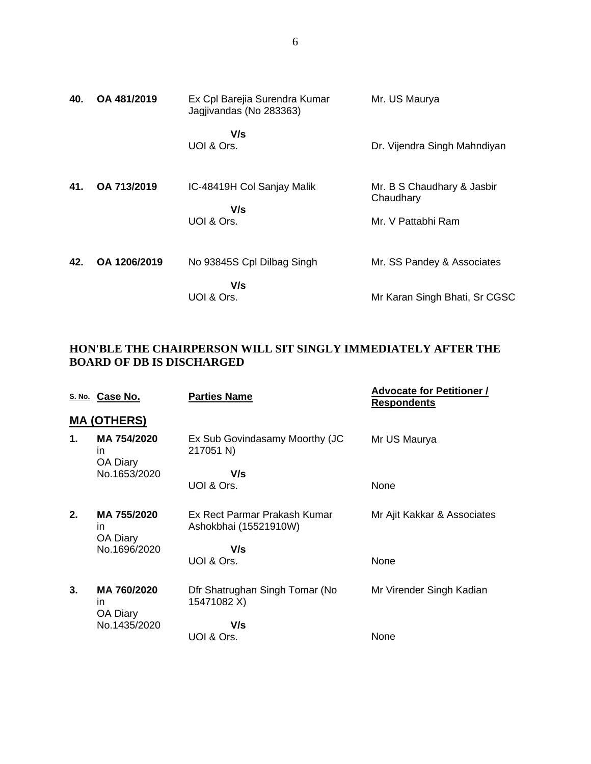| | | | |
|---|---|---|---|
| **40.** | **OA 481/2019** | Ex Cpl Barejia Surendra Kumar Jagjivandas (No 283363)<br><br>**V/s**<br>UOI & Ors. | Mr. US Maurya<br><br>Dr. Vijendra Singh Mahndiyan |
| **41.** | **OA 713/2019** | IC-48419H Col Sanjay Malik<br><br>**V/s**<br>UOI & Ors. | Mr. B S Chaudhary & Jasbir Chaudhary<br><br>Mr. V Pattabhi Ram |
| **42.** | **OA 1206/2019** | No 93845S Cpl Dilbag Singh<br><br>**V/s**<br>UOI & Ors. | Mr. SS Pandey & Associates<br><br>Mr Karan Singh Bhati, Sr CGSC |

**HON'BLE THE CHAIRPERSON WILL SIT SINGLY IMMEDIATELY AFTER THE BOARD OF DB IS DISCHARGED**

| S. No. | Case No. | Parties Name | Advocate for Petitioner / Respondents |
|---|---|---|---|
| | **MA (OTHERS)** | | |
| **1.** | **MA 754/2020** in OA Diary No.1653/2020 | Ex Sub Govindasamy Moorthy (JC 217051 N)<br><br>**V/s**<br>UOI & Ors. | Mr US Maurya<br><br>None |
| **2.** | **MA 755/2020** in OA Diary No.1696/2020 | Ex Rect Parmar Prakash Kumar Ashokbhai (15521910W)<br><br>**V/s**<br>UOI & Ors. | Mr Ajit Kakkar & Associates<br><br>None |
| **3.** | **MA 760/2020** in OA Diary No.1435/2020 | Dfr Shatrughan Singh Tomar (No 15471082 X)<br><br>**V/s**<br>UOI & Ors. | Mr Virender Singh Kadian<br><br>None |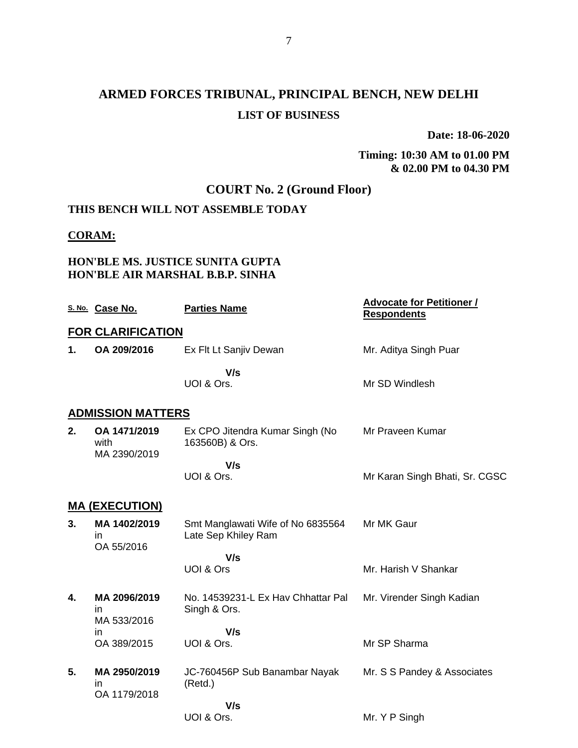# ARMED FORCES TRIBUNAL, PRINCIPAL BENCH, NEW DELHI

## LIST OF BUSINESS

**Date: 18-06-2020**

**Timing: 10:30 AM to 01.00 PM & 02.00 PM to 04.30 PM**

## COURT No. 2 (Ground Floor)

**THIS BENCH WILL NOT ASSEMBLE TODAY**

**CORAM:**

**HON'BLE MS. JUSTICE SUNITA GUPTA**
**HON'BLE AIR MARSHAL B.B.P. SINHA**

| S. No. | Case No. | Parties Name | Advocate for Petitioner / Respondents |
|---|---|---|---|
| | **FOR CLARIFICATION** | | |
| **1.** | **OA 209/2016** | Ex Flt Lt Sanjiv Dewan | Mr. Aditya Singh Puar |
| | | **V/s** | |
| | | UOI & Ors. | Mr SD Windlesh |
| | **ADMISSION MATTERS** | | |
| **2.** | **OA 1471/2019** with MA 2390/2019 | Ex CPO Jitendra Kumar Singh (No 163560B) & Ors. | Mr Praveen Kumar |
| | | **V/s** | |
| | | UOI & Ors. | Mr Karan Singh Bhati, Sr. CGSC |
| | **MA (EXECUTION)** | | |
| **3.** | **MA 1402/2019** in OA 55/2016 | Smt Manglawati Wife of No 6835564 Late Sep Khiley Ram | Mr MK Gaur |
| | | **V/s** | |
| | | UOI & Ors | Mr. Harish V Shankar |
| **4.** | **MA 2096/2019** in MA 533/2016 in OA 389/2015 | No. 14539231-L Ex Hav Chhattar Pal Singh & Ors. | Mr. Virender Singh Kadian |
| | | **V/s** | |
| | | UOI & Ors. | Mr SP Sharma |
| **5.** | **MA 2950/2019** in OA 1179/2018 | JC-760456P Sub Banambar Nayak (Retd.) | Mr. S S Pandey & Associates |
| | | **V/s** | |
| | | UOI & Ors. | Mr. Y P Singh |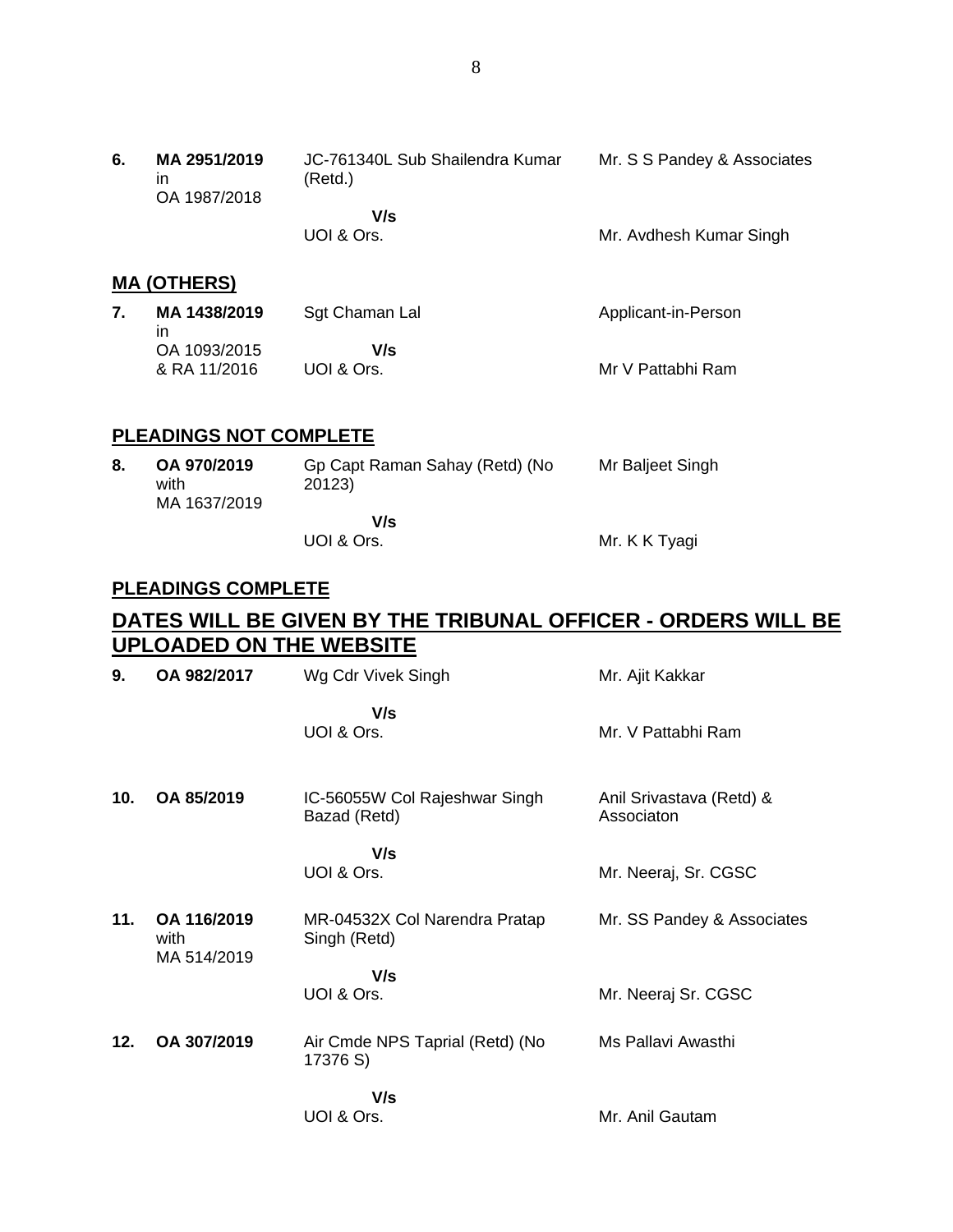| | | | |
|---|---|---|---|
| **6.** | **MA 2951/2019** in OA 1987/2018 | JC-761340L Sub Shailendra Kumar (Retd.) | Mr. S S Pandey & Associates |
| | | **V/s** | |
| | | UOI & Ors. | Mr. Avdhesh Kumar Singh |

**MA (OTHERS)**

| | | | |
|---|---|---|---|
| **7.** | **MA 1438/2019** in OA 1093/2015 & RA 11/2016 | Sgt Chaman Lal | Applicant-in-Person |
| | | **V/s** | |
| | | UOI & Ors. | Mr V Pattabhi Ram |

**PLEADINGS NOT COMPLETE**

| | | | |
|---|---|---|---|
| **8.** | **OA 970/2019** with MA 1637/2019 | Gp Capt Raman Sahay (Retd) (No 20123) | Mr Baljeet Singh |
| | | **V/s** | |
| | | UOI & Ors. | Mr. K K Tyagi |

**PLEADINGS COMPLETE**

## DATES WILL BE GIVEN BY THE TRIBUNAL OFFICER - ORDERS WILL BE UPLOADED ON THE WEBSITE

| | | | |
|---|---|---|---|
| **9.** | **OA 982/2017** | Wg Cdr Vivek Singh | Mr. Ajit Kakkar |
| | | **V/s** | |
| | | UOI & Ors. | Mr. V Pattabhi Ram |
| **10.** | **OA 85/2019** | IC-56055W Col Rajeshwar Singh Bazad (Retd) | Anil Srivastava (Retd) & Associaton |
| | | **V/s** | |
| | | UOI & Ors. | Mr. Neeraj, Sr. CGSC |
| **11.** | **OA 116/2019** with MA 514/2019 | MR-04532X Col Narendra Pratap Singh (Retd) | Mr. SS Pandey & Associates |
| | | **V/s** | |
| | | UOI & Ors. | Mr. Neeraj Sr. CGSC |
| **12.** | **OA 307/2019** | Air Cmde NPS Taprial (Retd) (No 17376 S) | Ms Pallavi Awasthi |
| | | **V/s** | |
| | | UOI & Ors. | Mr. Anil Gautam |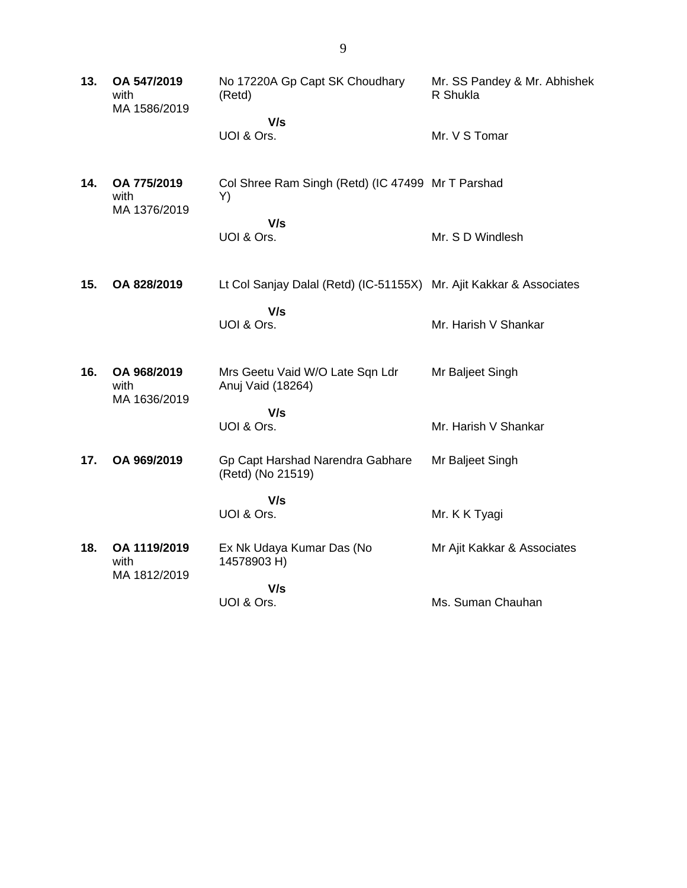| | | | |
|---|---|---|---|
| **13.** | **OA 547/2019** with MA 1586/2019 | No 17220A Gp Capt SK Choudhary (Retd)<br>**V/s**<br>UOI & Ors. | Mr. SS Pandey & Mr. Abhishek R Shukla<br><br>Mr. V S Tomar |
| **14.** | **OA 775/2019** with MA 1376/2019 | Col Shree Ram Singh (Retd) (IC 47499 Y)<br>**V/s**<br>UOI & Ors. | Mr T Parshad<br><br>Mr. S D Windlesh |
| **15.** | **OA 828/2019** | Lt Col Sanjay Dalal (Retd) (IC-51155X)<br>**V/s**<br>UOI & Ors. | Mr. Ajit Kakkar & Associates<br><br>Mr. Harish V Shankar |
| **16.** | **OA 968/2019** with MA 1636/2019 | Mrs Geetu Vaid W/O Late Sqn Ldr Anuj Vaid (18264)<br>**V/s**<br>UOI & Ors. | Mr Baljeet Singh<br><br>Mr. Harish V Shankar |
| **17.** | **OA 969/2019** | Gp Capt Harshad Narendra Gabhare (Retd) (No 21519)<br>**V/s**<br>UOI & Ors. | Mr Baljeet Singh<br><br>Mr. K K Tyagi |
| **18.** | **OA 1119/2019** with MA 1812/2019 | Ex Nk Udaya Kumar Das (No 14578903 H)<br>**V/s**<br>UOI & Ors. | Mr Ajit Kakkar & Associates<br><br>Ms. Suman Chauhan |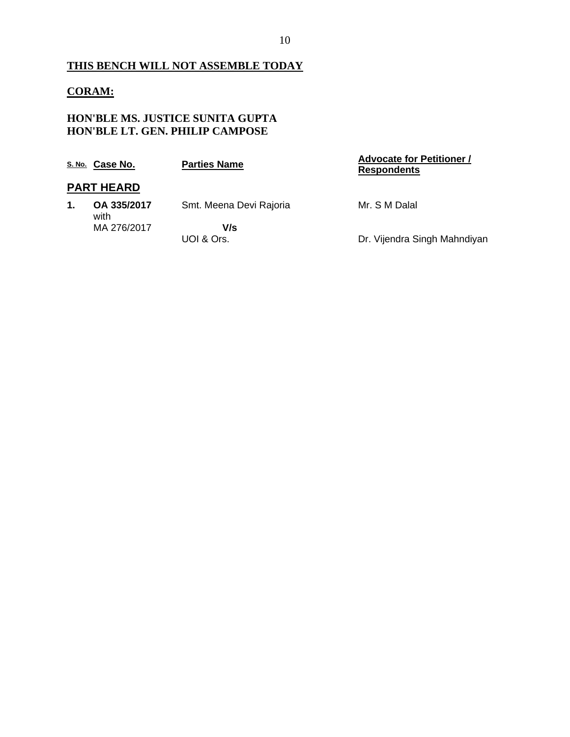**THIS BENCH WILL NOT ASSEMBLE TODAY**

**CORAM:**

**HON'BLE MS. JUSTICE SUNITA GUPTA**
**HON'BLE LT. GEN. PHILIP CAMPOSE**

| S. No. | Case No. | Parties Name | Advocate for Petitioner / Respondents |
|---|---|---|---|
| **PART HEARD** | | | |
| **1.** | **OA 335/2017** with MA 276/2017 | Smt. Meena Devi Rajoria **V/s** UOI & Ors. | Mr. S M Dalal<br><br>Dr. Vijendra Singh Mahndiyan |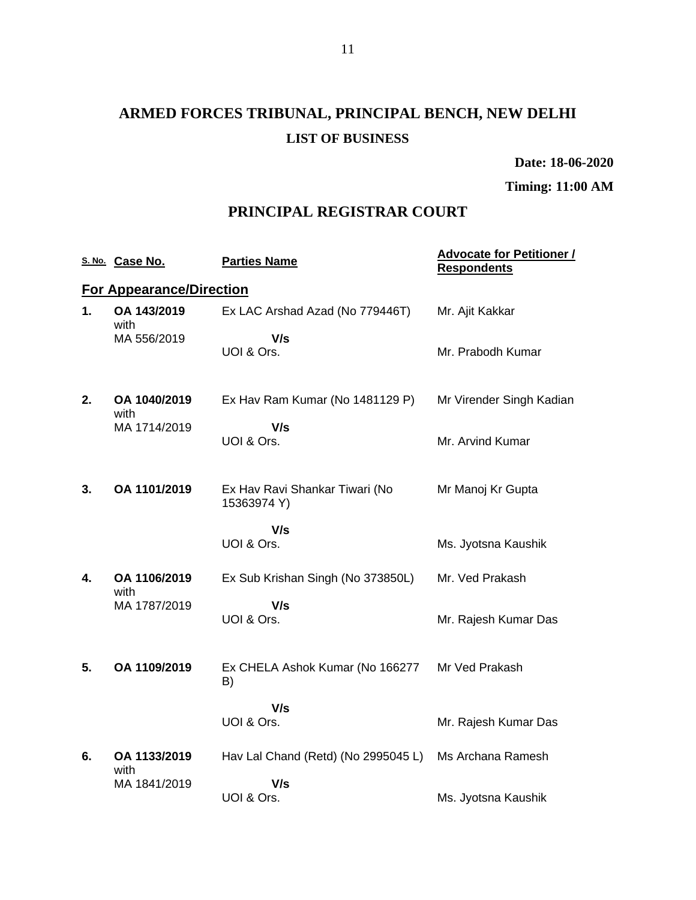# ARMED FORCES TRIBUNAL, PRINCIPAL BENCH, NEW DELHI

## LIST OF BUSINESS

**Date: 18-06-2020**

**Timing: 11:00 AM**

## PRINCIPAL REGISTRAR COURT

| S. No. | Case No. | Parties Name | Advocate for Petitioner / Respondents |
|---|---|---|---|
| **For Appearance/Direction** | | | |
| **1.** | **OA 143/2019** with MA 556/2019 | Ex LAC Arshad Azad (No 779446T) **V/s** UOI & Ors. | Mr. Ajit Kakkar / Mr. Prabodh Kumar |
| **2.** | **OA 1040/2019** with MA 1714/2019 | Ex Hav Ram Kumar (No 1481129 P) **V/s** UOI & Ors. | Mr Virender Singh Kadian / Mr. Arvind Kumar |
| **3.** | **OA 1101/2019** | Ex Hav Ravi Shankar Tiwari (No 15363974 Y) **V/s** UOI & Ors. | Mr Manoj Kr Gupta / Ms. Jyotsna Kaushik |
| **4.** | **OA 1106/2019** with MA 1787/2019 | Ex Sub Krishan Singh (No 373850L) **V/s** UOI & Ors. | Mr. Ved Prakash / Mr. Rajesh Kumar Das |
| **5.** | **OA 1109/2019** | Ex CHELA Ashok Kumar (No 166277 B) **V/s** UOI & Ors. | Mr Ved Prakash / Mr. Rajesh Kumar Das |
| **6.** | **OA 1133/2019** with MA 1841/2019 | Hav Lal Chand (Retd) (No 2995045 L) **V/s** UOI & Ors. | Ms Archana Ramesh / Ms. Jyotsna Kaushik |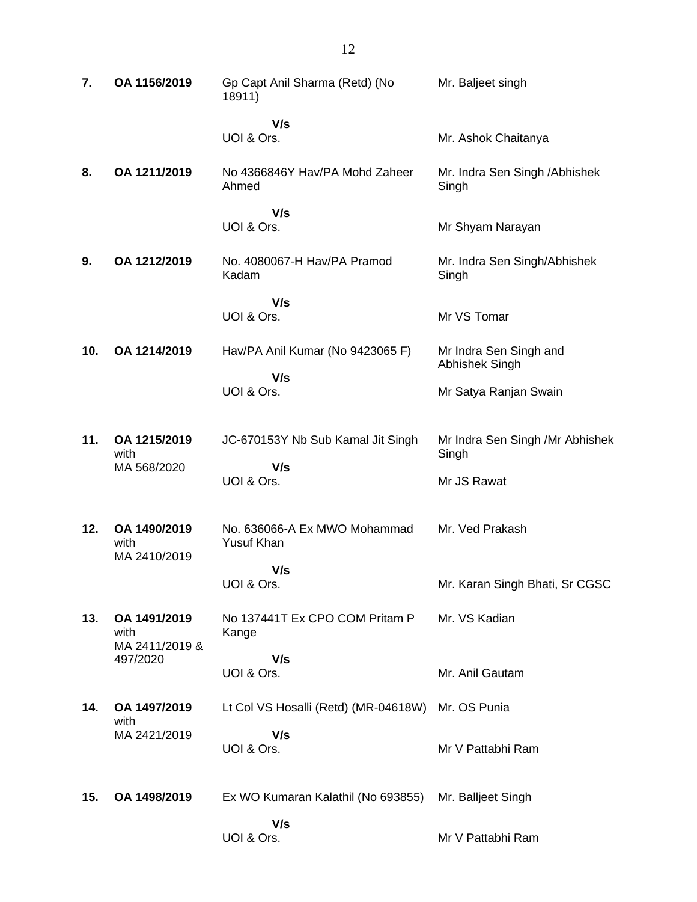| | | | |
|---|---|---|---|
| **7.** | **OA 1156/2019** | Gp Capt Anil Sharma (Retd) (No 18911)<br>**V/s**<br>UOI & Ors. | Mr. Baljeet singh<br><br>Mr. Ashok Chaitanya |
| **8.** | **OA 1211/2019** | No 4366846Y Hav/PA Mohd Zaheer Ahmed<br>**V/s**<br>UOI & Ors. | Mr. Indra Sen Singh /Abhishek Singh<br><br>Mr Shyam Narayan |
| **9.** | **OA 1212/2019** | No. 4080067-H Hav/PA Pramod Kadam<br>**V/s**<br>UOI & Ors. | Mr. Indra Sen Singh/Abhishek Singh<br><br>Mr VS Tomar |
| **10.** | **OA 1214/2019** | Hav/PA Anil Kumar (No 9423065 F)<br>**V/s**<br>UOI & Ors. | Mr Indra Sen Singh and Abhishek Singh<br><br>Mr Satya Ranjan Swain |
| **11.** | **OA 1215/2019** with MA 568/2020 | JC-670153Y Nb Sub Kamal Jit Singh<br>**V/s**<br>UOI & Ors. | Mr Indra Sen Singh /Mr Abhishek Singh<br><br>Mr JS Rawat |
| **12.** | **OA 1490/2019** with MA 2410/2019 | No. 636066-A Ex MWO Mohammad Yusuf Khan<br>**V/s**<br>UOI & Ors. | Mr. Ved Prakash<br><br>Mr. Karan Singh Bhati, Sr CGSC |
| **13.** | **OA 1491/2019** with MA 2411/2019 & 497/2020 | No 137441T Ex CPO COM Pritam P Kange<br>**V/s**<br>UOI & Ors. | Mr. VS Kadian<br><br>Mr. Anil Gautam |
| **14.** | **OA 1497/2019** with MA 2421/2019 | Lt Col VS Hosalli (Retd) (MR-04618W)<br>**V/s**<br>UOI & Ors. | Mr. OS Punia<br><br>Mr V Pattabhi Ram |
| **15.** | **OA 1498/2019** | Ex WO Kumaran Kalathil (No 693855)<br>**V/s**<br>UOI & Ors. | Mr. Balljeet Singh<br><br>Mr V Pattabhi Ram |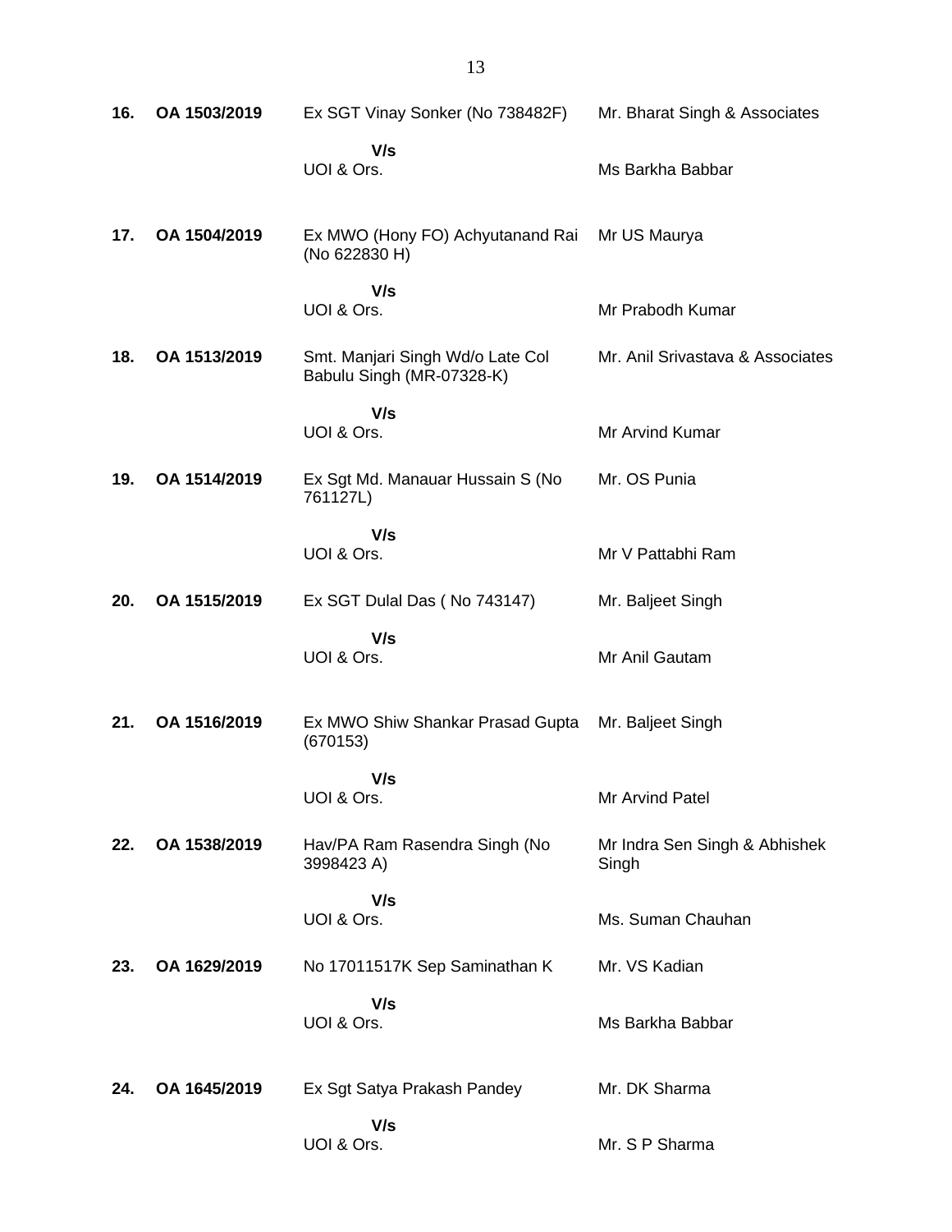| | | | |
|---|---|---|---|
| **16.** | **OA 1503/2019** | Ex SGT Vinay Sonker (No 738482F) | Mr. Bharat Singh & Associates |
| | | **V/s** | |
| | | UOI & Ors. | Ms Barkha Babbar |
| **17.** | **OA 1504/2019** | Ex MWO (Hony FO) Achyutanand Rai (No 622830 H) | Mr US Maurya |
| | | **V/s** | |
| | | UOI & Ors. | Mr Prabodh Kumar |
| **18.** | **OA 1513/2019** | Smt. Manjari Singh Wd/o Late Col Babulu Singh (MR-07328-K) | Mr. Anil Srivastava & Associates |
| | | **V/s** | |
| | | UOI & Ors. | Mr Arvind Kumar |
| **19.** | **OA 1514/2019** | Ex Sgt Md. Manauar Hussain S (No 761127L) | Mr. OS Punia |
| | | **V/s** | |
| | | UOI & Ors. | Mr V Pattabhi Ram |
| **20.** | **OA 1515/2019** | Ex SGT Dulal Das ( No 743147) | Mr. Baljeet Singh |
| | | **V/s** | |
| | | UOI & Ors. | Mr Anil Gautam |
| **21.** | **OA 1516/2019** | Ex MWO Shiw Shankar Prasad Gupta (670153) | Mr. Baljeet Singh |
| | | **V/s** | |
| | | UOI & Ors. | Mr Arvind Patel |
| **22.** | **OA 1538/2019** | Hav/PA Ram Rasendra Singh (No 3998423 A) | Mr Indra Sen Singh & Abhishek Singh |
| | | **V/s** | |
| | | UOI & Ors. | Ms. Suman Chauhan |
| **23.** | **OA 1629/2019** | No 17011517K Sep Saminathan K | Mr. VS Kadian |
| | | **V/s** | |
| | | UOI & Ors. | Ms Barkha Babbar |
| **24.** | **OA 1645/2019** | Ex Sgt Satya Prakash Pandey | Mr. DK Sharma |
| | | **V/s** | |
| | | UOI & Ors. | Mr. S P Sharma |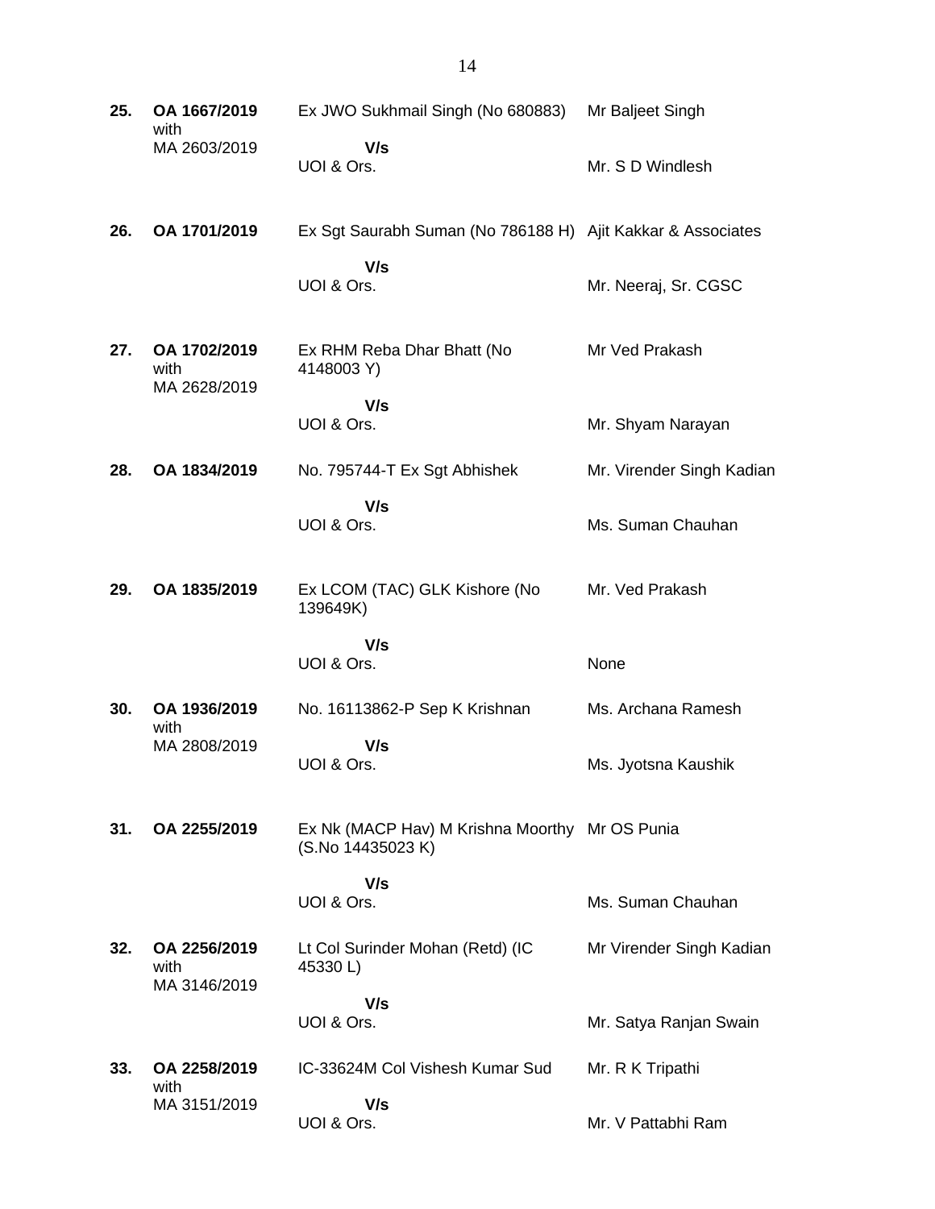| | | | |
|---|---|---|---|
| **25.** | **OA 1667/2019** with MA 2603/2019 | Ex JWO Sukhmail Singh (No 680883) | Mr Baljeet Singh |
| | | **V/s** UOI & Ors. | Mr. S D Windlesh |
| **26.** | **OA 1701/2019** | Ex Sgt Saurabh Suman (No 786188 H) | Ajit Kakkar & Associates |
| | | **V/s** UOI & Ors. | Mr. Neeraj, Sr. CGSC |
| **27.** | **OA 1702/2019** with MA 2628/2019 | Ex RHM Reba Dhar Bhatt (No 4148003 Y) | Mr Ved Prakash |
| | | **V/s** UOI & Ors. | Mr. Shyam Narayan |
| **28.** | **OA 1834/2019** | No. 795744-T Ex Sgt Abhishek | Mr. Virender Singh Kadian |
| | | **V/s** UOI & Ors. | Ms. Suman Chauhan |
| **29.** | **OA 1835/2019** | Ex LCOM (TAC) GLK Kishore (No 139649K) | Mr. Ved Prakash |
| | | **V/s** UOI & Ors. | None |
| **30.** | **OA 1936/2019** with MA 2808/2019 | No. 16113862-P Sep K Krishnan | Ms. Archana Ramesh |
| | | **V/s** UOI & Ors. | Ms. Jyotsna Kaushik |
| **31.** | **OA 2255/2019** | Ex Nk (MACP Hav) M Krishna Moorthy (S.No 14435023 K) | Mr OS Punia |
| | | **V/s** UOI & Ors. | Ms. Suman Chauhan |
| **32.** | **OA 2256/2019** with MA 3146/2019 | Lt Col Surinder Mohan (Retd) (IC 45330 L) | Mr Virender Singh Kadian |
| | | **V/s** UOI & Ors. | Mr. Satya Ranjan Swain |
| **33.** | **OA 2258/2019** with MA 3151/2019 | IC-33624M Col Vishesh Kumar Sud | Mr. R K Tripathi |
| | | **V/s** UOI & Ors. | Mr. V Pattabhi Ram |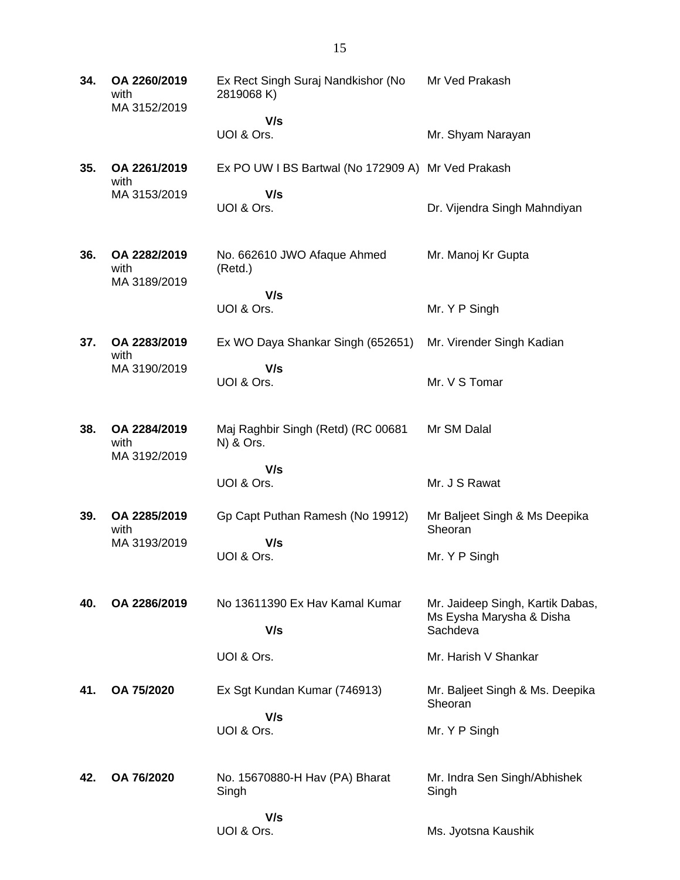| | | | |
|---|---|---|---|
| **34.** | **OA 2260/2019** with MA 3152/2019 | Ex Rect Singh Suraj Nandkishor (No 2819068 K) **V/s** UOI & Ors. | Mr Ved Prakash<br><br>Mr. Shyam Narayan |
| **35.** | **OA 2261/2019** with MA 3153/2019 | Ex PO UW I BS Bartwal (No 172909 A) **V/s** UOI & Ors. | Mr Ved Prakash<br><br>Dr. Vijendra Singh Mahndiyan |
| **36.** | **OA 2282/2019** with MA 3189/2019 | No. 662610 JWO Afaque Ahmed (Retd.) **V/s** UOI & Ors. | Mr. Manoj Kr Gupta<br><br>Mr. Y P Singh |
| **37.** | **OA 2283/2019** with MA 3190/2019 | Ex WO Daya Shankar Singh (652651) **V/s** UOI & Ors. | Mr. Virender Singh Kadian<br><br>Mr. V S Tomar |
| **38.** | **OA 2284/2019** with MA 3192/2019 | Maj Raghbir Singh (Retd) (RC 00681 N) & Ors. **V/s** UOI & Ors. | Mr SM Dalal<br><br>Mr. J S Rawat |
| **39.** | **OA 2285/2019** with MA 3193/2019 | Gp Capt Puthan Ramesh (No 19912) **V/s** UOI & Ors. | Mr Baljeet Singh & Ms Deepika Sheoran<br><br>Mr. Y P Singh |
| **40.** | **OA 2286/2019** | No 13611390 Ex Hav Kamal Kumar **V/s** UOI & Ors. | Mr. Jaideep Singh, Kartik Dabas, Ms Eysha Marysha & Disha Sachdeva<br><br>Mr. Harish V Shankar |
| **41.** | **OA 75/2020** | Ex Sgt Kundan Kumar (746913) **V/s** UOI & Ors. | Mr. Baljeet Singh & Ms. Deepika Sheoran<br><br>Mr. Y P Singh |
| **42.** | **OA 76/2020** | No. 15670880-H Hav (PA) Bharat Singh **V/s** UOI & Ors. | Mr. Indra Sen Singh/Abhishek Singh<br><br>Ms. Jyotsna Kaushik |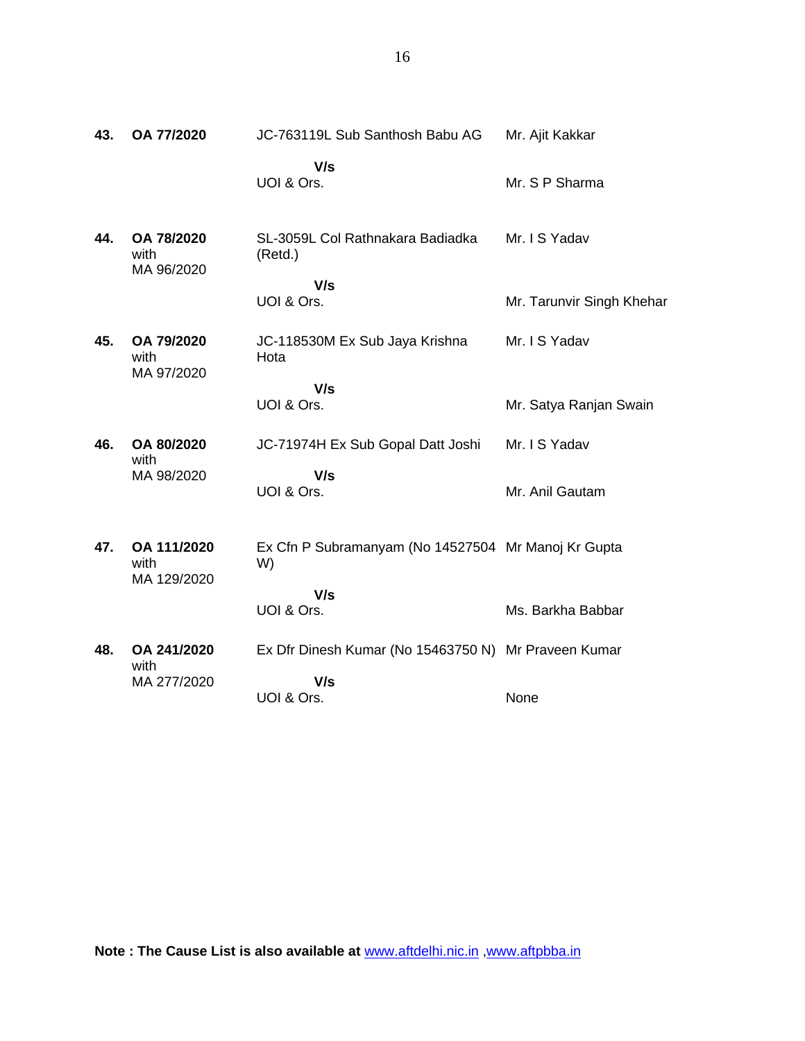| | | | |
|---|---|---|---|
| **43.** | **OA 77/2020** | JC-763119L Sub Santhosh Babu AG<br>**V/s**<br>UOI & Ors. | Mr. Ajit Kakkar<br><br>Mr. S P Sharma |
| **44.** | **OA 78/2020**<br>with<br>MA 96/2020 | SL-3059L Col Rathnakara Badiadka (Retd.)<br>**V/s**<br>UOI & Ors. | Mr. I S Yadav<br><br>Mr. Tarunvir Singh Khehar |
| **45.** | **OA 79/2020**<br>with<br>MA 97/2020 | JC-118530M Ex Sub Jaya Krishna Hota<br>**V/s**<br>UOI & Ors. | Mr. I S Yadav<br><br>Mr. Satya Ranjan Swain |
| **46.** | **OA 80/2020**<br>with<br>MA 98/2020 | JC-71974H Ex Sub Gopal Datt Joshi<br>**V/s**<br>UOI & Ors. | Mr. I S Yadav<br><br>Mr. Anil Gautam |
| **47.** | **OA 111/2020**<br>with<br>MA 129/2020 | Ex Cfn P Subramanyam (No 14527504 W)<br>**V/s**<br>UOI & Ors. | Mr Manoj Kr Gupta<br><br>Ms. Barkha Babbar |
| **48.** | **OA 241/2020**<br>with<br>MA 277/2020 | Ex Dfr Dinesh Kumar (No 15463750 N)<br>**V/s**<br>UOI & Ors. | Mr Praveen Kumar<br><br>None |

**Note : The Cause List is also available at** www.aftdelhi.nic.in ,www.aftpbba.in